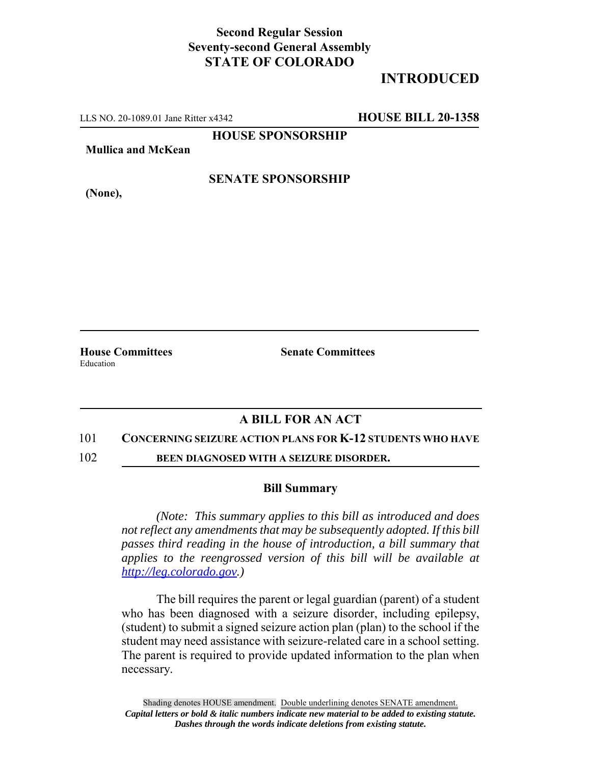**Second Regular Session**
**Seventy-second General Assembly**
**STATE OF COLORADO**

# INTRODUCED

LLS NO. 20-1089.01 Jane Ritter x4342 **HOUSE BILL 20-1358**

**HOUSE SPONSORSHIP**

**Mullica and McKean**

**SENATE SPONSORSHIP**

**(None),**

**House Committees**
Education

**Senate Committees**

## A BILL FOR AN ACT

101 **CONCERNING SEIZURE ACTION PLANS FOR K-12 STUDENTS WHO HAVE**
102 **BEEN DIAGNOSED WITH A SEIZURE DISORDER.**

### Bill Summary

*(Note: This summary applies to this bill as introduced and does not reflect any amendments that may be subsequently adopted. If this bill passes third reading in the house of introduction, a bill summary that applies to the reengrossed version of this bill will be available at http://leg.colorado.gov.)*

The bill requires the parent or legal guardian (parent) of a student who has been diagnosed with a seizure disorder, including epilepsy, (student) to submit a signed seizure action plan (plan) to the school if the student may need assistance with seizure-related care in a school setting. The parent is required to provide updated information to the plan when necessary.

Shading denotes HOUSE amendment. Double underlining denotes SENATE amendment.
***Capital letters or bold & italic numbers indicate new material to be added to existing statute.***
***Dashes through the words indicate deletions from existing statute.***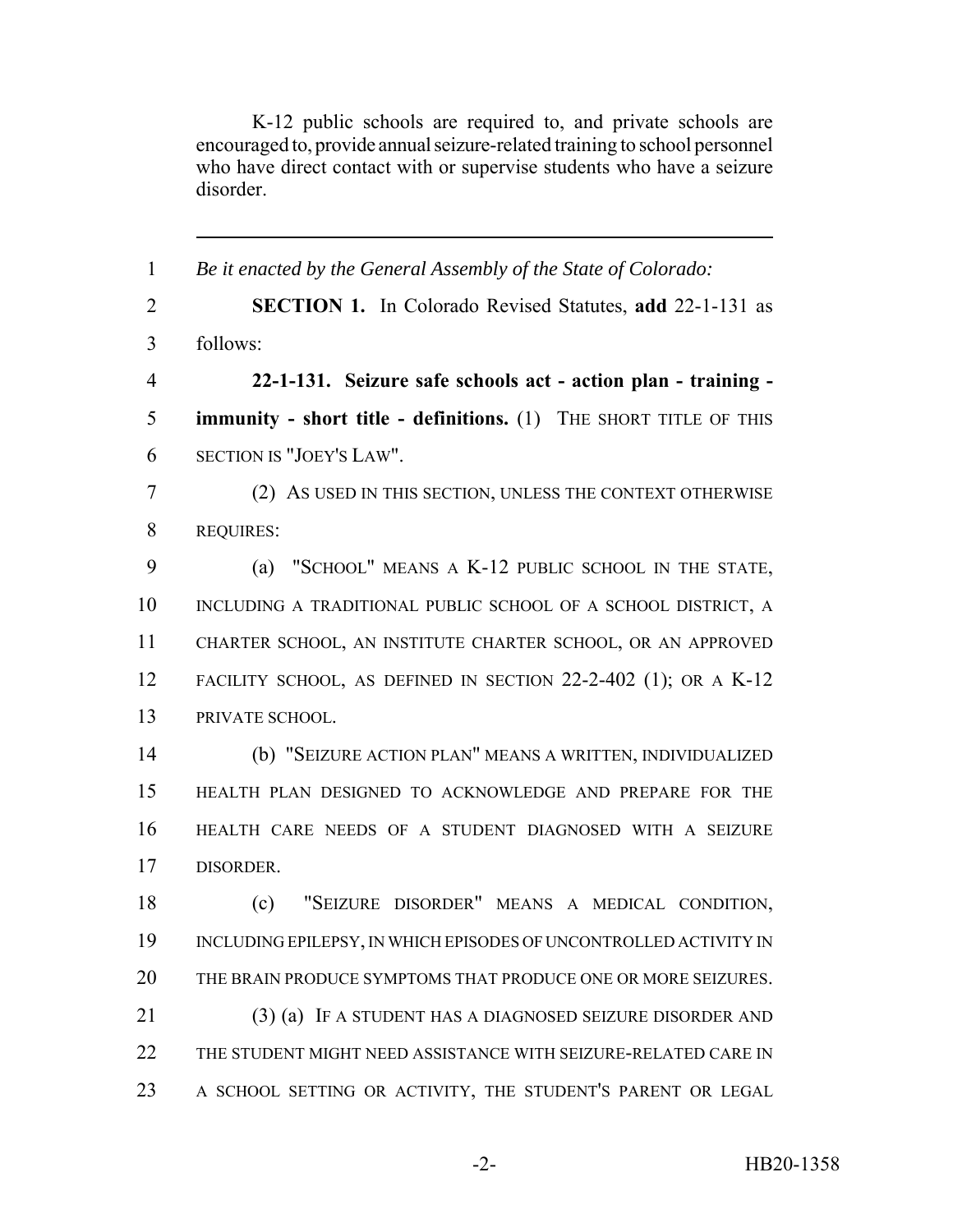K-12 public schools are required to, and private schools are encouraged to, provide annual seizure-related training to school personnel who have direct contact with or supervise students who have a seizure disorder.

---

1 *Be it enacted by the General Assembly of the State of Colorado:*

2 **SECTION 1.** In Colorado Revised Statutes, **add** 22-1-131 as
3 follows:

4 **22-1-131. Seizure safe schools act - action plan - training -**
5 **immunity - short title - definitions.** (1) THE SHORT TITLE OF THIS
6 SECTION IS "JOEY'S LAW".

7 (2) AS USED IN THIS SECTION, UNLESS THE CONTEXT OTHERWISE
8 REQUIRES:

9 (a) "SCHOOL" MEANS A K-12 PUBLIC SCHOOL IN THE STATE,
10 INCLUDING A TRADITIONAL PUBLIC SCHOOL OF A SCHOOL DISTRICT, A
11 CHARTER SCHOOL, AN INSTITUTE CHARTER SCHOOL, OR AN APPROVED
12 FACILITY SCHOOL, AS DEFINED IN SECTION 22-2-402 (1); OR A K-12
13 PRIVATE SCHOOL.

14 (b) "SEIZURE ACTION PLAN" MEANS A WRITTEN, INDIVIDUALIZED
15 HEALTH PLAN DESIGNED TO ACKNOWLEDGE AND PREPARE FOR THE
16 HEALTH CARE NEEDS OF A STUDENT DIAGNOSED WITH A SEIZURE
17 DISORDER.

18 (c) "SEIZURE DISORDER" MEANS A MEDICAL CONDITION,
19 INCLUDING EPILEPSY, IN WHICH EPISODES OF UNCONTROLLED ACTIVITY IN
20 THE BRAIN PRODUCE SYMPTOMS THAT PRODUCE ONE OR MORE SEIZURES.

21 (3) (a) IF A STUDENT HAS A DIAGNOSED SEIZURE DISORDER AND
22 THE STUDENT MIGHT NEED ASSISTANCE WITH SEIZURE-RELATED CARE IN
23 A SCHOOL SETTING OR ACTIVITY, THE STUDENT'S PARENT OR LEGAL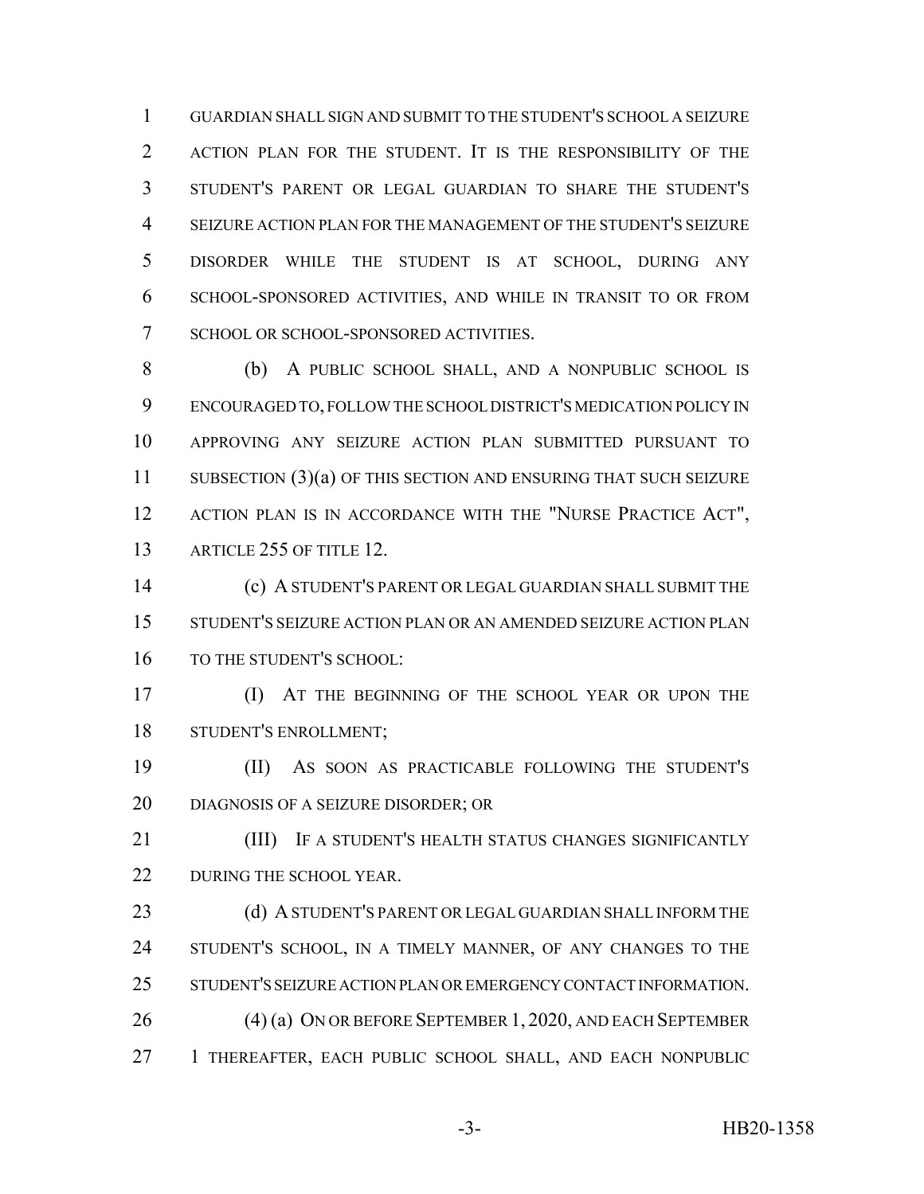GUARDIAN SHALL SIGN AND SUBMIT TO THE STUDENT'S SCHOOL A SEIZURE ACTION PLAN FOR THE STUDENT. IT IS THE RESPONSIBILITY OF THE STUDENT'S PARENT OR LEGAL GUARDIAN TO SHARE THE STUDENT'S SEIZURE ACTION PLAN FOR THE MANAGEMENT OF THE STUDENT'S SEIZURE DISORDER WHILE THE STUDENT IS AT SCHOOL, DURING ANY SCHOOL-SPONSORED ACTIVITIES, AND WHILE IN TRANSIT TO OR FROM SCHOOL OR SCHOOL-SPONSORED ACTIVITIES.

(b) A PUBLIC SCHOOL SHALL, AND A NONPUBLIC SCHOOL IS ENCOURAGED TO, FOLLOW THE SCHOOL DISTRICT'S MEDICATION POLICY IN APPROVING ANY SEIZURE ACTION PLAN SUBMITTED PURSUANT TO SUBSECTION (3)(a) OF THIS SECTION AND ENSURING THAT SUCH SEIZURE ACTION PLAN IS IN ACCORDANCE WITH THE "NURSE PRACTICE ACT", ARTICLE 255 OF TITLE 12.

(c) A STUDENT'S PARENT OR LEGAL GUARDIAN SHALL SUBMIT THE STUDENT'S SEIZURE ACTION PLAN OR AN AMENDED SEIZURE ACTION PLAN TO THE STUDENT'S SCHOOL:

(I) AT THE BEGINNING OF THE SCHOOL YEAR OR UPON THE STUDENT'S ENROLLMENT;

(II) AS SOON AS PRACTICABLE FOLLOWING THE STUDENT'S DIAGNOSIS OF A SEIZURE DISORDER; OR

(III) IF A STUDENT'S HEALTH STATUS CHANGES SIGNIFICANTLY DURING THE SCHOOL YEAR.

(d) A STUDENT'S PARENT OR LEGAL GUARDIAN SHALL INFORM THE STUDENT'S SCHOOL, IN A TIMELY MANNER, OF ANY CHANGES TO THE STUDENT'S SEIZURE ACTION PLAN OR EMERGENCY CONTACT INFORMATION.

(4) (a) ON OR BEFORE SEPTEMBER 1, 2020, AND EACH SEPTEMBER 1 THEREAFTER, EACH PUBLIC SCHOOL SHALL, AND EACH NONPUBLIC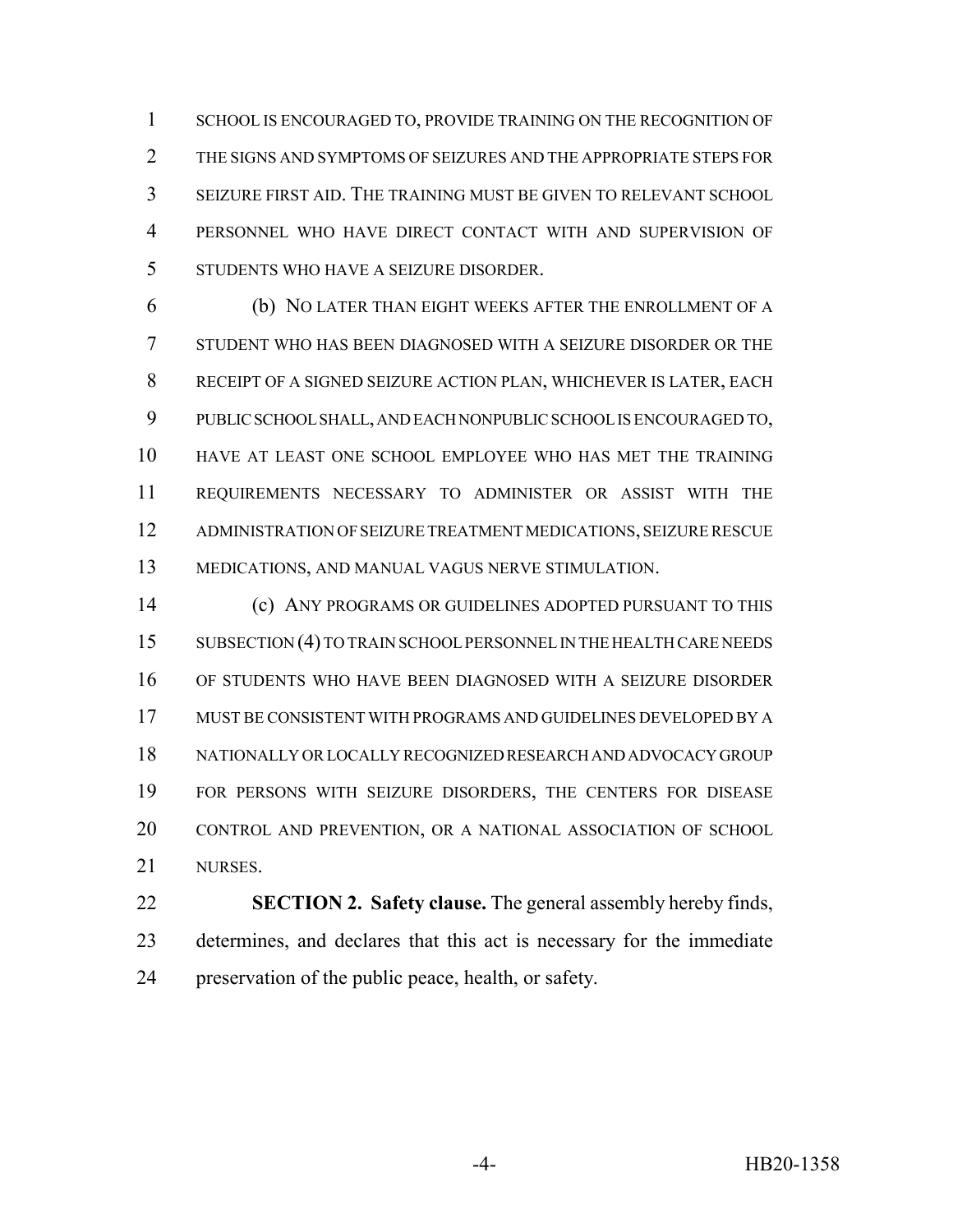SCHOOL IS ENCOURAGED TO, PROVIDE TRAINING ON THE RECOGNITION OF THE SIGNS AND SYMPTOMS OF SEIZURES AND THE APPROPRIATE STEPS FOR SEIZURE FIRST AID. THE TRAINING MUST BE GIVEN TO RELEVANT SCHOOL PERSONNEL WHO HAVE DIRECT CONTACT WITH AND SUPERVISION OF STUDENTS WHO HAVE A SEIZURE DISORDER.

(b) NO LATER THAN EIGHT WEEKS AFTER THE ENROLLMENT OF A STUDENT WHO HAS BEEN DIAGNOSED WITH A SEIZURE DISORDER OR THE RECEIPT OF A SIGNED SEIZURE ACTION PLAN, WHICHEVER IS LATER, EACH PUBLIC SCHOOL SHALL, AND EACH NONPUBLIC SCHOOL IS ENCOURAGED TO, HAVE AT LEAST ONE SCHOOL EMPLOYEE WHO HAS MET THE TRAINING REQUIREMENTS NECESSARY TO ADMINISTER OR ASSIST WITH THE ADMINISTRATION OF SEIZURE TREATMENT MEDICATIONS, SEIZURE RESCUE MEDICATIONS, AND MANUAL VAGUS NERVE STIMULATION.

(c) ANY PROGRAMS OR GUIDELINES ADOPTED PURSUANT TO THIS SUBSECTION (4) TO TRAIN SCHOOL PERSONNEL IN THE HEALTH CARE NEEDS OF STUDENTS WHO HAVE BEEN DIAGNOSED WITH A SEIZURE DISORDER MUST BE CONSISTENT WITH PROGRAMS AND GUIDELINES DEVELOPED BY A NATIONALLY OR LOCALLY RECOGNIZED RESEARCH AND ADVOCACY GROUP FOR PERSONS WITH SEIZURE DISORDERS, THE CENTERS FOR DISEASE CONTROL AND PREVENTION, OR A NATIONAL ASSOCIATION OF SCHOOL NURSES.

**SECTION 2. Safety clause.** The general assembly hereby finds, determines, and declares that this act is necessary for the immediate preservation of the public peace, health, or safety.